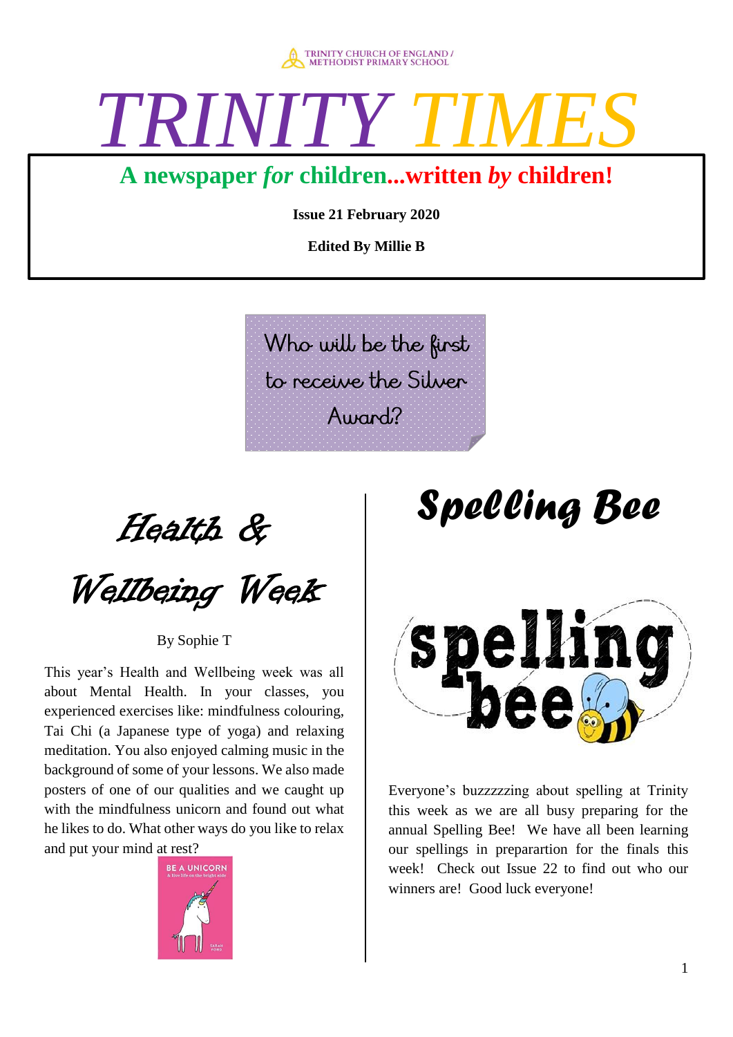TRINITY CHURCH OF ENGLAND / METHODIST PRIMARY SCHOOL

# TRINITY TIMES

**A newspaper *for* children...written *by* children!**

**Issue 21 February 2020**

**Edited By Millie B**

Who will be the first to receive the Silver Award?

## Health & Wellbeing Week

By Sophie T

This year's Health and Wellbeing week was all about Mental Health. In your classes, you experienced exercises like: mindfulness colouring, Tai Chi (a Japanese type of yoga) and relaxing meditation. You also enjoyed calming music in the background of some of your lessons. We also made posters of one of our qualities and we caught up with the mindfulness unicorn and found out what he likes to do. What other ways do you like to relax and put your mind at rest?

## Spelling Bee

Everyone's buzzzzzing about spelling at Trinity this week as we are all busy preparing for the annual Spelling Bee! We have all been learning our spellings in preparartion for the finals this week! Check out Issue 22 to find out who our winners are! Good luck everyone!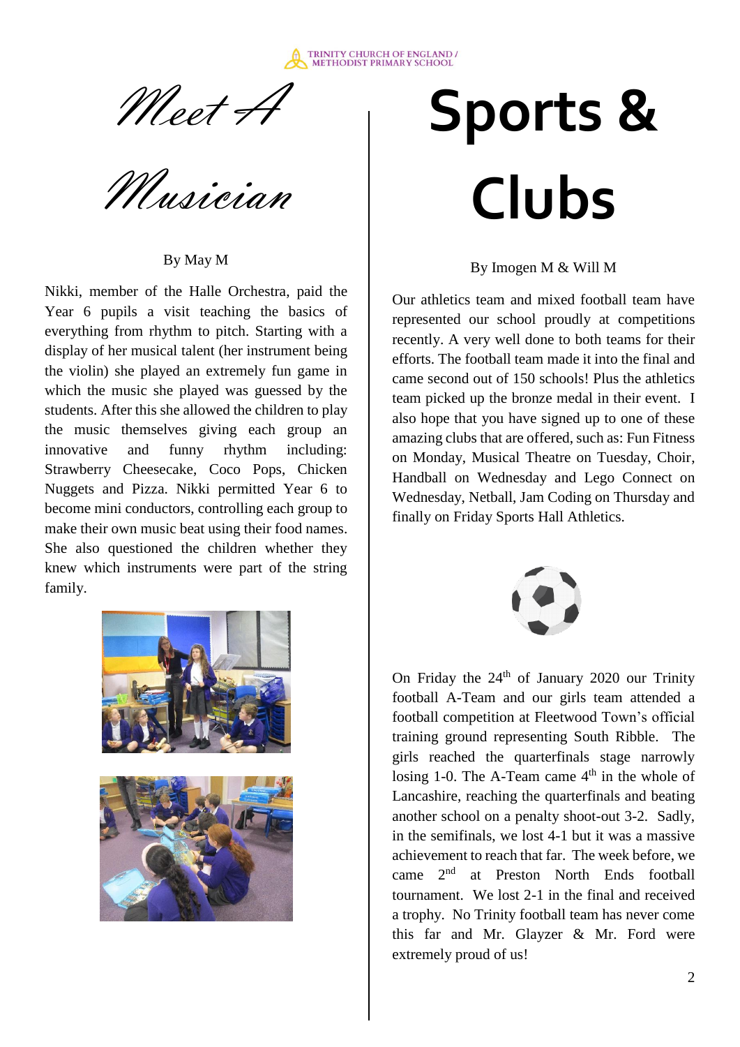# Meet A Musician

By May M

Nikki, member of the Halle Orchestra, paid the Year 6 pupils a visit teaching the basics of everything from rhythm to pitch. Starting with a display of her musical talent (her instrument being the violin) she played an extremely fun game in which the music she played was guessed by the students. After this she allowed the children to play the music themselves giving each group an innovative and funny rhythm including: Strawberry Cheesecake, Coco Pops, Chicken Nuggets and Pizza. Nikki permitted Year 6 to become mini conductors, controlling each group to make their own music beat using their food names. She also questioned the children whether they knew which instruments were part of the string family.

# Sports & Clubs

By Imogen M & Will M

Our athletics team and mixed football team have represented our school proudly at competitions recently. A very well done to both teams for their efforts. The football team made it into the final and came second out of 150 schools! Plus the athletics team picked up the bronze medal in their event. I also hope that you have signed up to one of these amazing clubs that are offered, such as: Fun Fitness on Monday, Musical Theatre on Tuesday, Choir, Handball on Wednesday and Lego Connect on Wednesday, Netball, Jam Coding on Thursday and finally on Friday Sports Hall Athletics.

On Friday the 24th of January 2020 our Trinity football A-Team and our girls team attended a football competition at Fleetwood Town's official training ground representing South Ribble. The girls reached the quarterfinals stage narrowly losing 1-0. The A-Team came 4th in the whole of Lancashire, reaching the quarterfinals and beating another school on a penalty shoot-out 3-2. Sadly, in the semifinals, we lost 4-1 but it was a massive achievement to reach that far. The week before, we came 2nd at Preston North Ends football tournament. We lost 2-1 in the final and received a trophy. No Trinity football team has never come this far and Mr. Glayzer & Mr. Ford were extremely proud of us!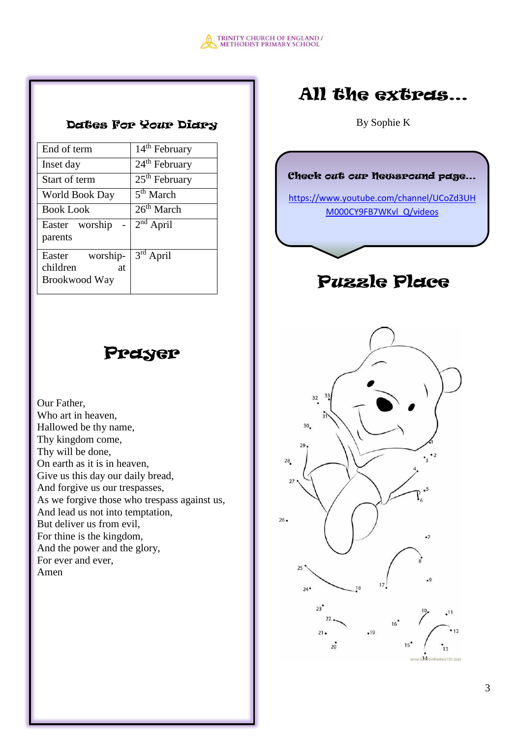## Dates For Your Diary

| | |
|---|---|
| End of term | 14th February |
| Inset day | 24th February |
| Start of term | 25th February |
| World Book Day | 5th March |
| Book Look | 26th March |
| Easter worship - parents | 2nd April |
| Easter worship- children at Brookwood Way | 3rd April |

## Prayer

Our Father,
Who art in heaven,
Hallowed be thy name,
Thy kingdom come,
Thy will be done,
On earth as it is in heaven,
Give us this day our daily bread,
And forgive us our trespasses,
As we forgive those who trespass against us,
And lead us not into temptation,
But deliver us from evil,
For thine is the kingdom,
And the power and the glory,
For ever and ever,
Amen

# All the extras...

By Sophie K

**Check out our Newsround page...**

https://www.youtube.com/channel/UCoZd3UHM000CY9FB7WKvl_Q/videos

## Puzzle Place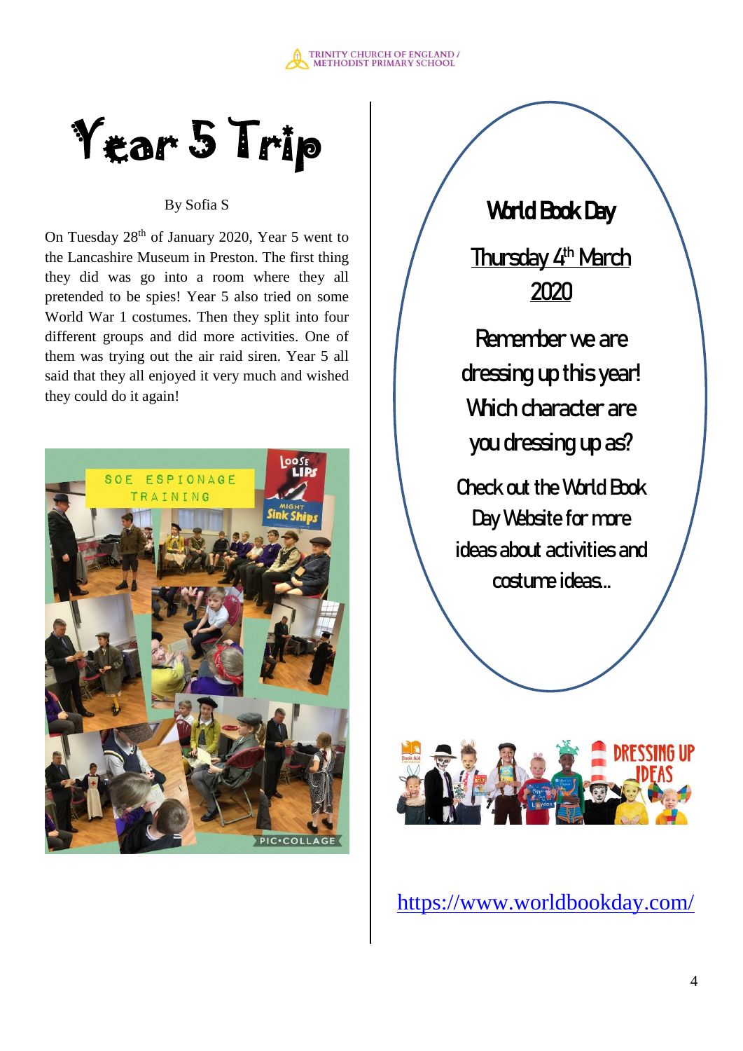# Year 5 Trip

By Sofia S

On Tuesday 28th of January 2020, Year 5 went to the Lancashire Museum in Preston. The first thing they did was go into a room where they all pretended to be spies! Year 5 also tried on some World War 1 costumes. Then they split into four different groups and did more activities. One of them was trying out the air raid siren. Year 5 all said that they all enjoyed it very much and wished they could do it again!

# World Book Day

## Thursday 4th March 2020

Remember we are dressing up this year! Which character are you dressing up as?

Check out the World Book Day Website for more ideas about activities and costume ideas...

[https://www.worldbookday.com/](https://www.worldbookday.com/)